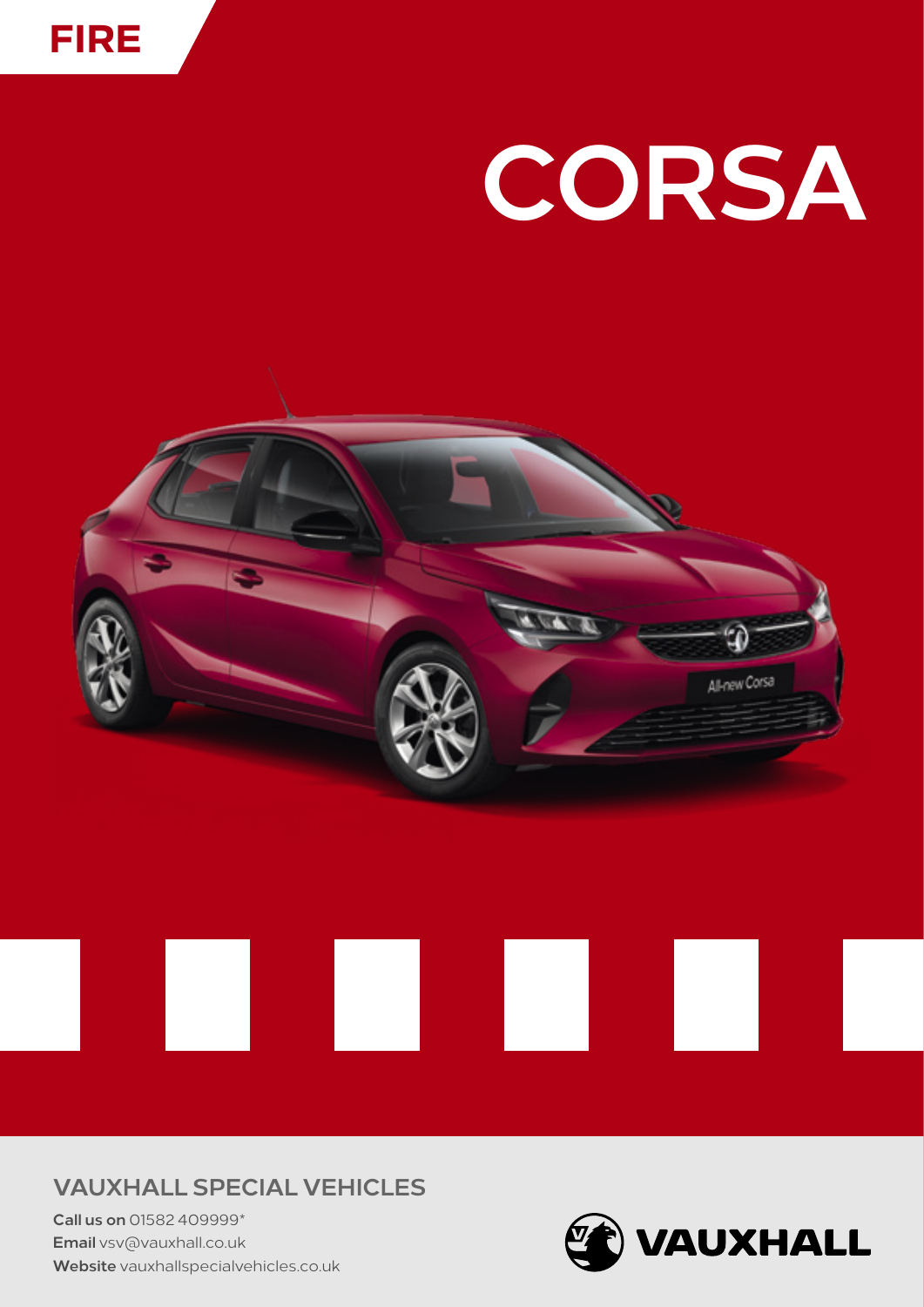FIRE

# CORSA

## VAUXHALL SPECIAL VEHICLES

**Call us on** 01582 409999*
**Email** vsv@vauxhall.co.uk
**Website** vauxhallspecialvehicles.co.uk

VAUXHALL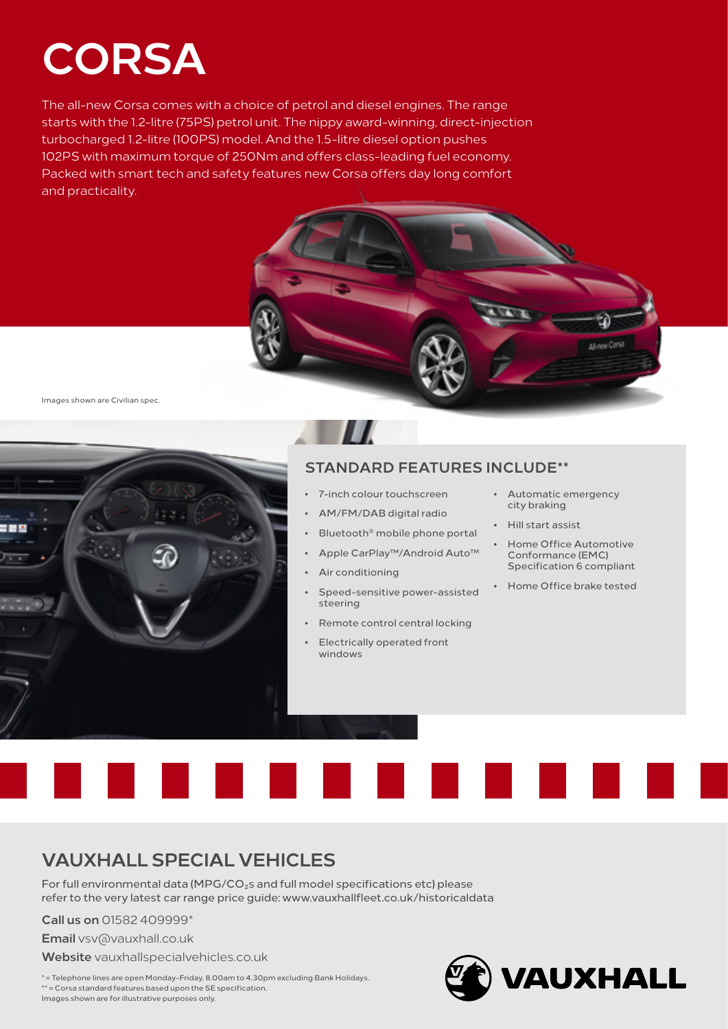# CORSA

The all-new Corsa comes with a choice of petrol and diesel engines. The range starts with the 1.2-litre (75PS) petrol unit. The nippy award-winning, direct-injection turbocharged 1.2-litre (100PS) model. And the 1.5-litre diesel option pushes 102PS with maximum torque of 250Nm and offers class-leading fuel economy. Packed with smart tech and safety features new Corsa offers day long comfort and practicality.

Images shown are Civilian spec.

## STANDARD FEATURES INCLUDE**

- 7-inch colour touchscreen
- AM/FM/DAB digital radio
- Bluetooth® mobile phone portal
- Apple CarPlay™/Android Auto™
- Air conditioning
- Speed-sensitive power-assisted steering
- Remote control central locking
- Electrically operated front windows
- Automatic emergency city braking
- Hill start assist
- Home Office Automotive Conformance (EMC) Specification 6 compliant
- Home Office brake tested

## VAUXHALL SPECIAL VEHICLES

For full environmental data (MPG/$CO_2$s and full model specifications etc) please refer to the very latest car range price guide: www.vauxhallfleet.co.uk/historicaldata

**Call us on** 01582 409999*

**Email** vsv@vauxhall.co.uk

**Website** vauxhallspecialvehicles.co.uk

* = Telephone lines are open Monday-Friday, 8.00am to 4.30pm excluding Bank Holidays.
** = Corsa standard features based upon the SE specification.
Images shown are for illustrative purposes only.

VAUXHALL